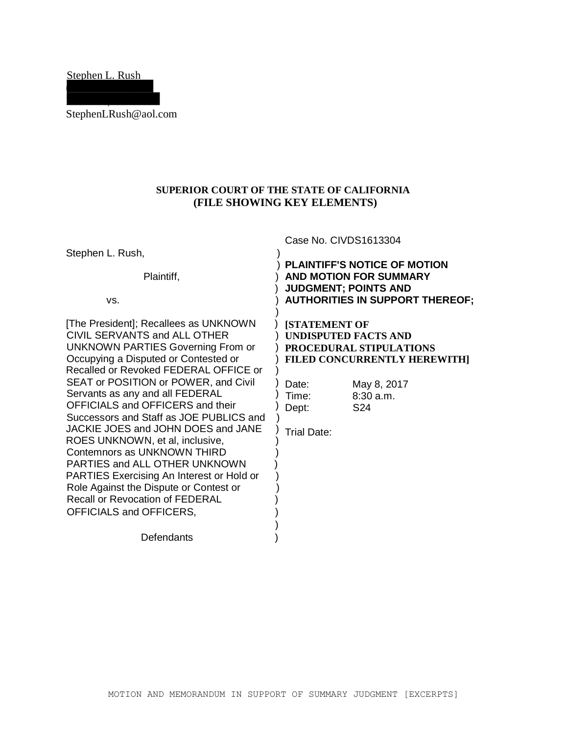Stephen L. Rush

StephenLRush@aol.com

**SUPERIOR COURT OF THE STATE OF CALIFORNIA**
**(FILE SHOWING KEY ELEMENTS)**

| | | |
|---|---|---|
| Stephen L. Rush,<br><br>Plaintiff,<br><br>vs.<br><br>[The President]; Recallees as UNKNOWN CIVIL SERVANTS and ALL OTHER UNKNOWN PARTIES Governing From or Occupying a Disputed or Contested or Recalled or Revoked FEDERAL OFFICE or SEAT or POSITION or POWER, and Civil Servants as any and all FEDERAL OFFICIALS and OFFICERS and their Successors and Staff as JOE PUBLICS and JACKIE JOES and JOHN DOES and JANE ROES UNKNOWN, et al, inclusive, Contemnors as UNKNOWN THIRD PARTIES and ALL OTHER UNKNOWN PARTIES Exercising An Interest or Hold or Role Against the Dispute or Contest or Recall or Revocation of FEDERAL OFFICIALS and OFFICERS,<br><br>Defendants | ) | Case No. CIVDS1613304<br><br>**PLAINTIFF'S NOTICE OF MOTION AND MOTION FOR SUMMARY JUDGMENT; POINTS AND AUTHORITIES IN SUPPORT THEREOF;**<br><br>**[STATEMENT OF UNDISPUTED FACTS AND PROCEDURAL STIPULATIONS FILED CONCURRENTLY HEREWITH]**<br><br>Date: May 8, 2017<br>Time: 8:30 a.m.<br>Dept: S24<br><br>Trial Date: |

MOTION AND MEMORANDUM IN SUPPORT OF SUMMARY JUDGMENT [EXCERPTS]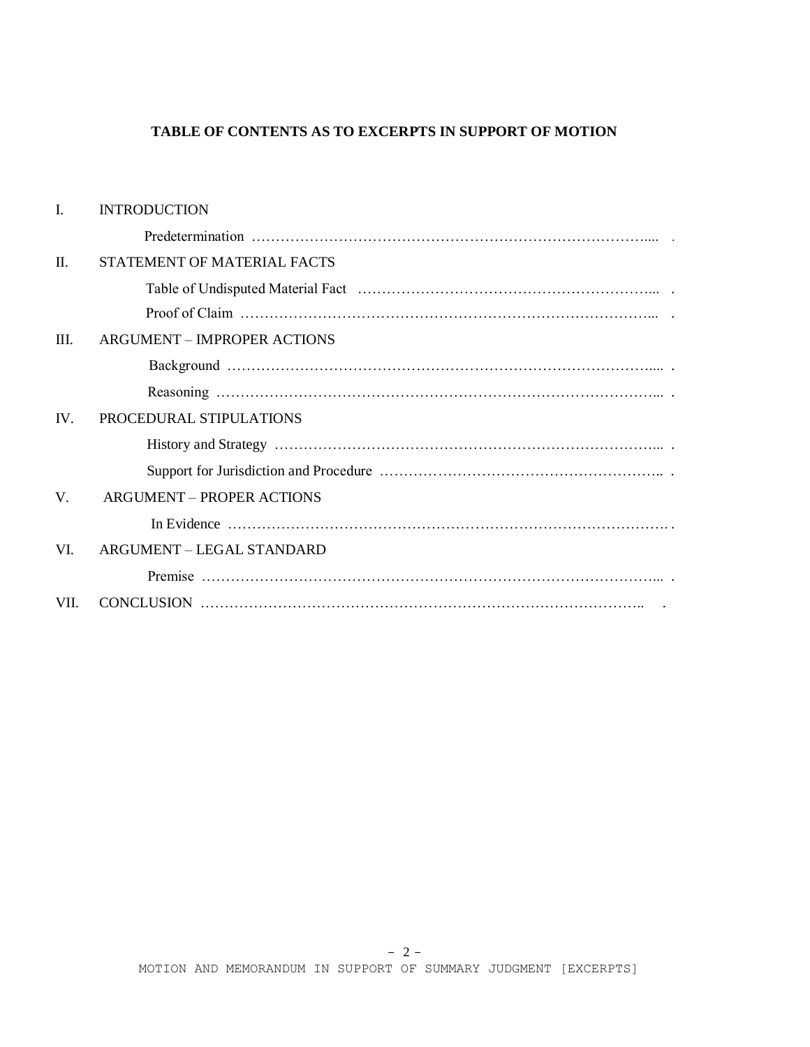**TABLE OF CONTENTS AS TO EXCERPTS IN SUPPORT OF MOTION**

I. INTRODUCTION

- Predetermination ……………………………………………………………………….... .

II. STATEMENT OF MATERIAL FACTS

- Table of Undisputed Material Fact ……………………………………………………... .
- Proof of Claim ……………………………………………………………………….... .

III. ARGUMENT – IMPROPER ACTIONS

- Background ……………………………………………………………………………..... .
- Reasoning ……………………………………………………………………………….... .

IV. PROCEDURAL STIPULATIONS

- History and Strategy ……………………………………………………………………... .
- Support for Jurisdiction and Procedure ………………………………………………….. .

V. ARGUMENT – PROPER ACTIONS

- In Evidence ……………………………………………………………………………… .

VI. ARGUMENT – LEGAL STANDARD

- Premise …………………………………………………………………………………... .

VII. CONCLUSION ……………………………………………………………………………. .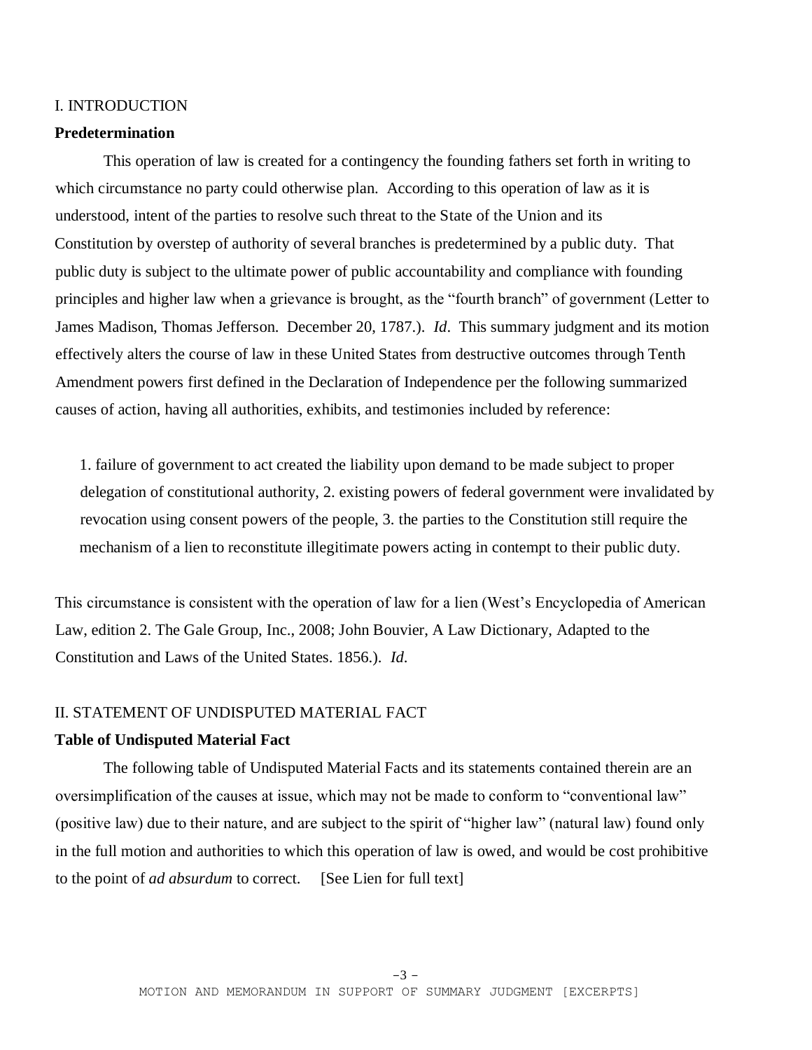I. INTRODUCTION

**Predetermination**

This operation of law is created for a contingency the founding fathers set forth in writing to which circumstance no party could otherwise plan. According to this operation of law as it is understood, intent of the parties to resolve such threat to the State of the Union and its Constitution by overstep of authority of several branches is predetermined by a public duty. That public duty is subject to the ultimate power of public accountability and compliance with founding principles and higher law when a grievance is brought, as the "fourth branch" of government (Letter to James Madison, Thomas Jefferson. December 20, 1787.). *Id*. This summary judgment and its motion effectively alters the course of law in these United States from destructive outcomes through Tenth Amendment powers first defined in the Declaration of Independence per the following summarized causes of action, having all authorities, exhibits, and testimonies included by reference:

1. failure of government to act created the liability upon demand to be made subject to proper delegation of constitutional authority, 2. existing powers of federal government were invalidated by revocation using consent powers of the people, 3. the parties to the Constitution still require the mechanism of a lien to reconstitute illegitimate powers acting in contempt to their public duty.

This circumstance is consistent with the operation of law for a lien (West's Encyclopedia of American Law, edition 2. The Gale Group, Inc., 2008; John Bouvier, A Law Dictionary, Adapted to the Constitution and Laws of the United States. 1856.). *Id*.

II. STATEMENT OF UNDISPUTED MATERIAL FACT

**Table of Undisputed Material Fact**

The following table of Undisputed Material Facts and its statements contained therein are an oversimplification of the causes at issue, which may not be made to conform to "conventional law" (positive law) due to their nature, and are subject to the spirit of "higher law" (natural law) found only in the full motion and authorities to which this operation of law is owed, and would be cost prohibitive to the point of *ad absurdum* to correct. [See Lien for full text]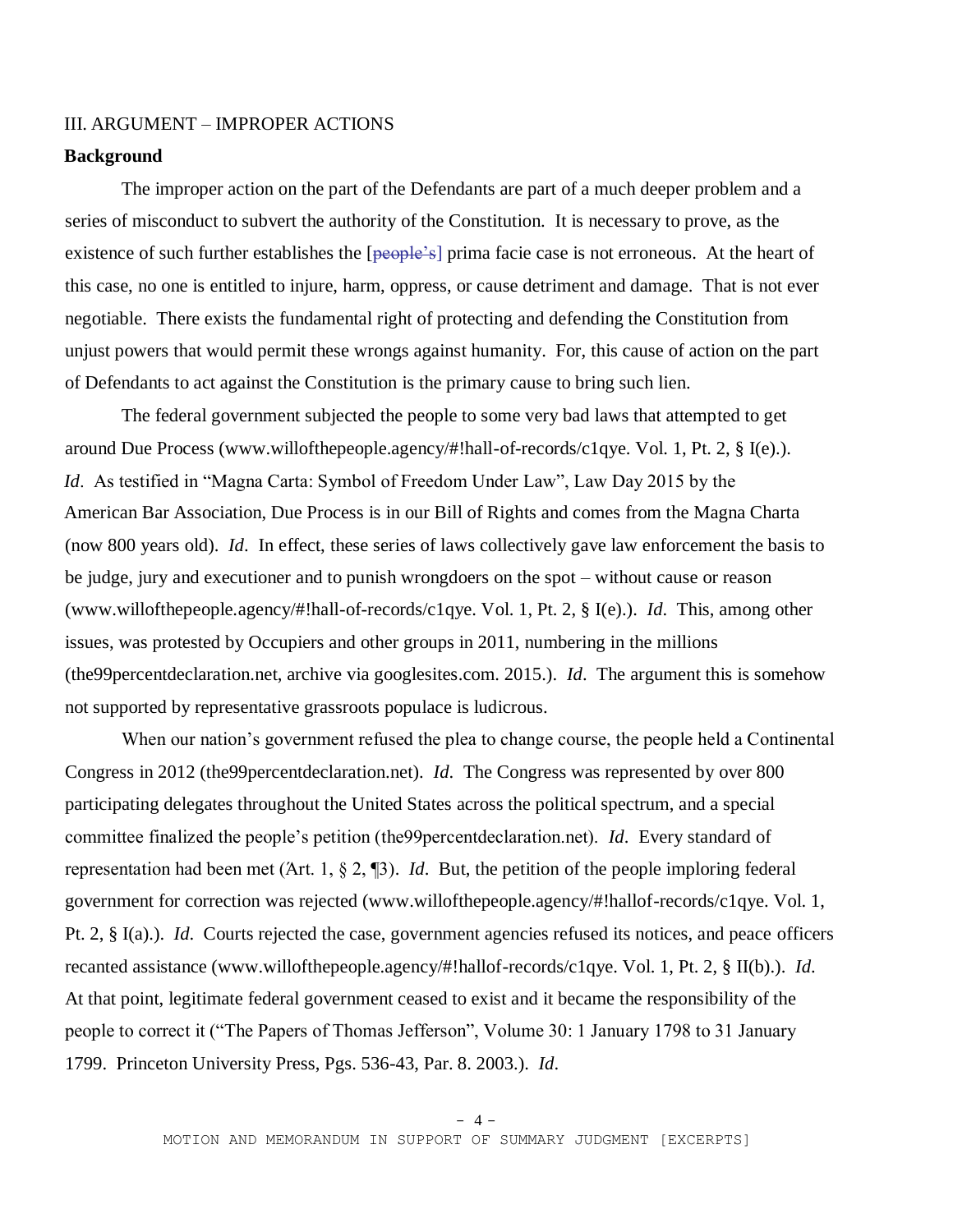III. ARGUMENT – IMPROPER ACTIONS

**Background**

The improper action on the part of the Defendants are part of a much deeper problem and a series of misconduct to subvert the authority of the Constitution. It is necessary to prove, as the existence of such further establishes the [~~people's~~] prima facie case is not erroneous. At the heart of this case, no one is entitled to injure, harm, oppress, or cause detriment and damage. That is not ever negotiable. There exists the fundamental right of protecting and defending the Constitution from unjust powers that would permit these wrongs against humanity. For, this cause of action on the part of Defendants to act against the Constitution is the primary cause to bring such lien.

The federal government subjected the people to some very bad laws that attempted to get around Due Process (www.willofthepeople.agency/#!hall-of-records/c1qye. Vol. 1, Pt. 2, § I(e).). *Id*. As testified in "Magna Carta: Symbol of Freedom Under Law", Law Day 2015 by the American Bar Association, Due Process is in our Bill of Rights and comes from the Magna Charta (now 800 years old). *Id*. In effect, these series of laws collectively gave law enforcement the basis to be judge, jury and executioner and to punish wrongdoers on the spot – without cause or reason (www.willofthepeople.agency/#!hall-of-records/c1qye. Vol. 1, Pt. 2, § I(e).). *Id*. This, among other issues, was protested by Occupiers and other groups in 2011, numbering in the millions (the99percentdeclaration.net, archive via googlesites.com. 2015.). *Id*. The argument this is somehow not supported by representative grassroots populace is ludicrous.

When our nation's government refused the plea to change course, the people held a Continental Congress in 2012 (the99percentdeclaration.net). *Id*. The Congress was represented by over 800 participating delegates throughout the United States across the political spectrum, and a special committee finalized the people's petition (the99percentdeclaration.net). *Id*. Every standard of representation had been met (Art. 1, § 2, ¶3). *Id*. But, the petition of the people imploring federal government for correction was rejected (www.willofthepeople.agency/#!hallof-records/c1qye. Vol. 1, Pt. 2, § I(a).). *Id*. Courts rejected the case, government agencies refused its notices, and peace officers recanted assistance (www.willofthepeople.agency/#!hallof-records/c1qye. Vol. 1, Pt. 2, § II(b).). *Id*. At that point, legitimate federal government ceased to exist and it became the responsibility of the people to correct it ("The Papers of Thomas Jefferson", Volume 30: 1 January 1798 to 31 January 1799. Princeton University Press, Pgs. 536-43, Par. 8. 2003.). *Id*.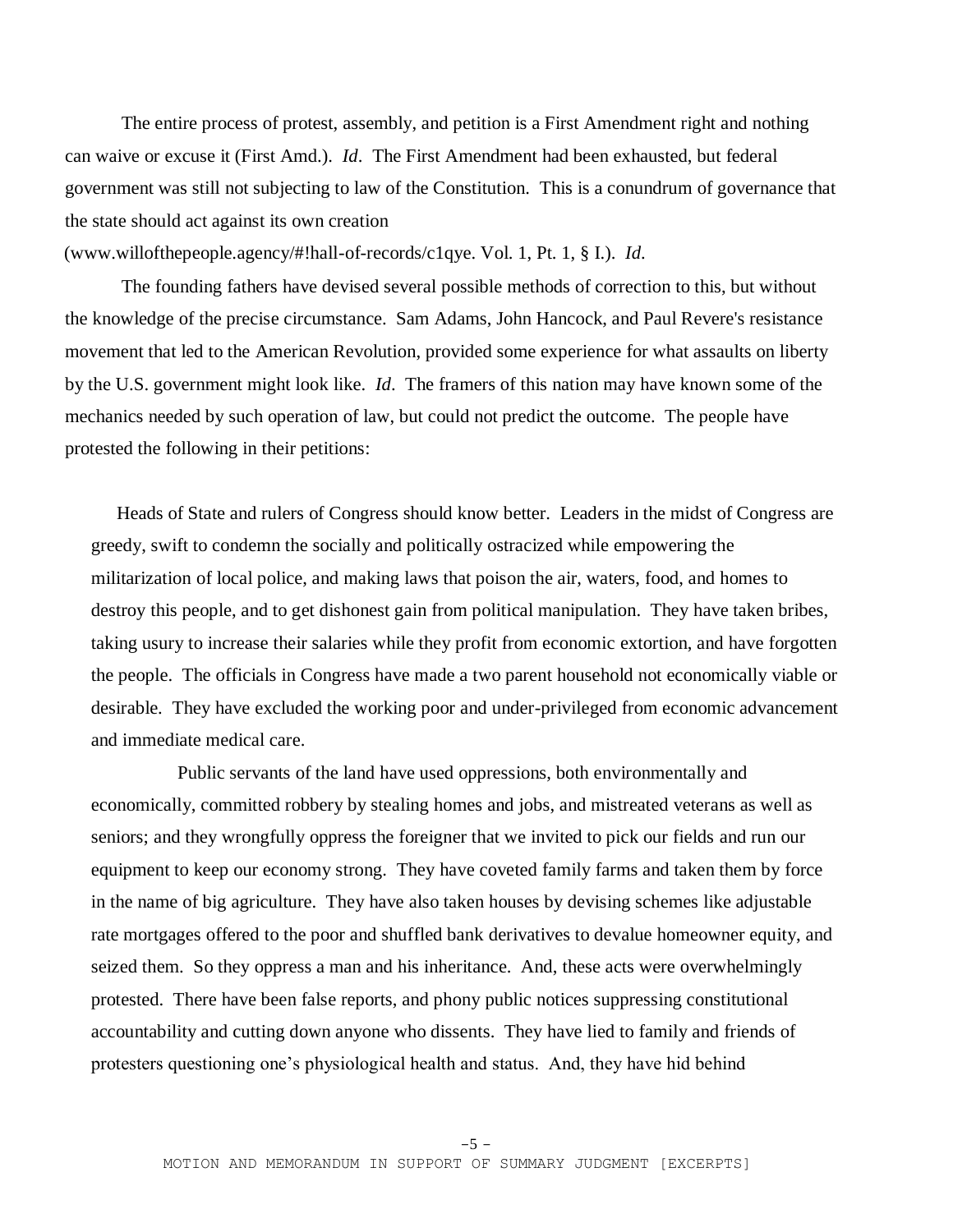The entire process of protest, assembly, and petition is a First Amendment right and nothing can waive or excuse it (First Amd.). *Id*. The First Amendment had been exhausted, but federal government was still not subjecting to law of the Constitution. This is a conundrum of governance that the state should act against its own creation (www.willofthepeople.agency/#!hall-of-records/c1qye. Vol. 1, Pt. 1, § I.). *Id*.

The founding fathers have devised several possible methods of correction to this, but without the knowledge of the precise circumstance. Sam Adams, John Hancock, and Paul Revere's resistance movement that led to the American Revolution, provided some experience for what assaults on liberty by the U.S. government might look like. *Id*. The framers of this nation may have known some of the mechanics needed by such operation of law, but could not predict the outcome. The people have protested the following in their petitions:

> Heads of State and rulers of Congress should know better. Leaders in the midst of Congress are greedy, swift to condemn the socially and politically ostracized while empowering the militarization of local police, and making laws that poison the air, waters, food, and homes to destroy this people, and to get dishonest gain from political manipulation. They have taken bribes, taking usury to increase their salaries while they profit from economic extortion, and have forgotten the people. The officials in Congress have made a two parent household not economically viable or desirable. They have excluded the working poor and under-privileged from economic advancement and immediate medical care.
>
> Public servants of the land have used oppressions, both environmentally and economically, committed robbery by stealing homes and jobs, and mistreated veterans as well as seniors; and they wrongfully oppress the foreigner that we invited to pick our fields and run our equipment to keep our economy strong. They have coveted family farms and taken them by force in the name of big agriculture. They have also taken houses by devising schemes like adjustable rate mortgages offered to the poor and shuffled bank derivatives to devalue homeowner equity, and seized them. So they oppress a man and his inheritance. And, these acts were overwhelmingly protested. There have been false reports, and phony public notices suppressing constitutional accountability and cutting down anyone who dissents. They have lied to family and friends of protesters questioning one's physiological health and status. And, they have hid behind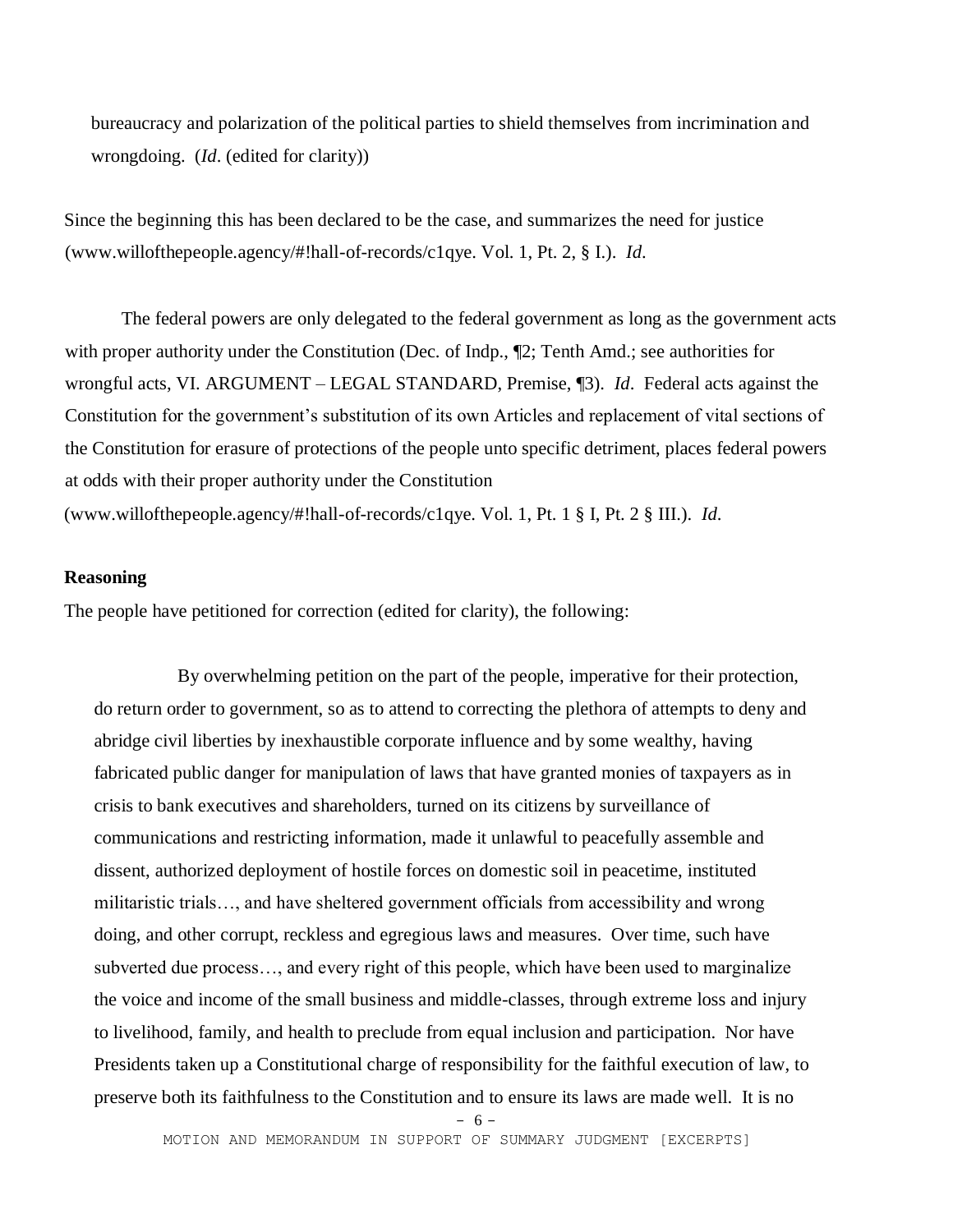bureaucracy and polarization of the political parties to shield themselves from incrimination and wrongdoing. (*Id*. (edited for clarity))

Since the beginning this has been declared to be the case, and summarizes the need for justice (www.willofthepeople.agency/#!hall-of-records/c1qye. Vol. 1, Pt. 2, § I.). *Id*.

The federal powers are only delegated to the federal government as long as the government acts with proper authority under the Constitution (Dec. of Indp., ¶2; Tenth Amd.; see authorities for wrongful acts, VI. ARGUMENT – LEGAL STANDARD, Premise, ¶3). *Id*. Federal acts against the Constitution for the government's substitution of its own Articles and replacement of vital sections of the Constitution for erasure of protections of the people unto specific detriment, places federal powers at odds with their proper authority under the Constitution (www.willofthepeople.agency/#!hall-of-records/c1qye. Vol. 1, Pt. 1 § I, Pt. 2 § III.). *Id*.

**Reasoning**

The people have petitioned for correction (edited for clarity), the following:

> By overwhelming petition on the part of the people, imperative for their protection, do return order to government, so as to attend to correcting the plethora of attempts to deny and abridge civil liberties by inexhaustible corporate influence and by some wealthy, having fabricated public danger for manipulation of laws that have granted monies of taxpayers as in crisis to bank executives and shareholders, turned on its citizens by surveillance of communications and restricting information, made it unlawful to peacefully assemble and dissent, authorized deployment of hostile forces on domestic soil in peacetime, instituted militaristic trials…, and have sheltered government officials from accessibility and wrong doing, and other corrupt, reckless and egregious laws and measures. Over time, such have subverted due process…, and every right of this people, which have been used to marginalize the voice and income of the small business and middle-classes, through extreme loss and injury to livelihood, family, and health to preclude from equal inclusion and participation. Nor have Presidents taken up a Constitutional charge of responsibility for the faithful execution of law, to preserve both its faithfulness to the Constitution and to ensure its laws are made well. It is no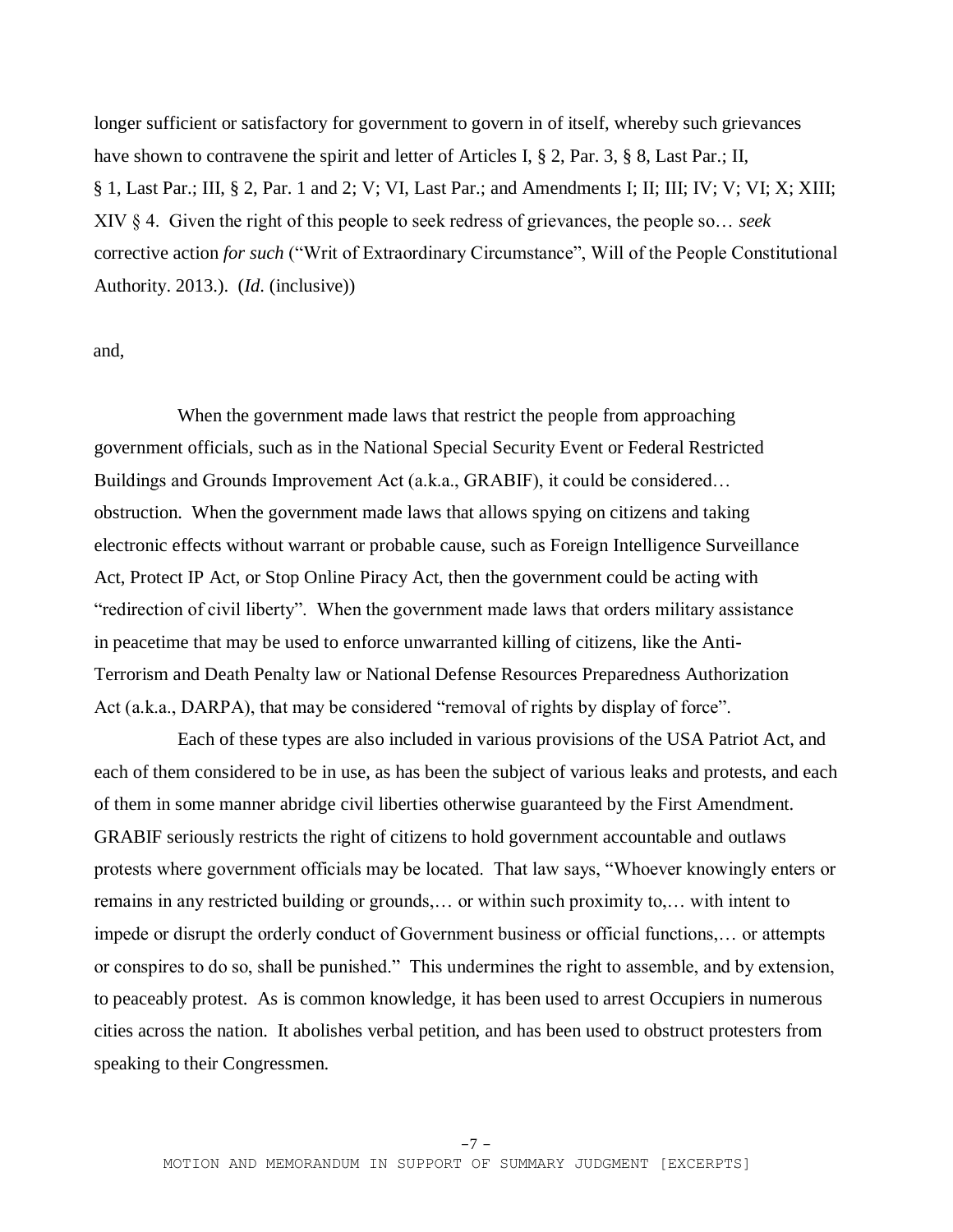longer sufficient or satisfactory for government to govern in of itself, whereby such grievances have shown to contravene the spirit and letter of Articles I, § 2, Par. 3, § 8, Last Par.; II, § 1, Last Par.; III, § 2, Par. 1 and 2; V; VI, Last Par.; and Amendments I; II; III; IV; V; VI; X; XIII; XIV § 4. Given the right of this people to seek redress of grievances, the people so… *seek* corrective action *for such* ("Writ of Extraordinary Circumstance", Will of the People Constitutional Authority. 2013.). (*Id.* (inclusive))

and,

> When the government made laws that restrict the people from approaching government officials, such as in the National Special Security Event or Federal Restricted Buildings and Grounds Improvement Act (a.k.a., GRABIF), it could be considered… obstruction. When the government made laws that allows spying on citizens and taking electronic effects without warrant or probable cause, such as Foreign Intelligence Surveillance Act, Protect IP Act, or Stop Online Piracy Act, then the government could be acting with "redirection of civil liberty". When the government made laws that orders military assistance in peacetime that may be used to enforce unwarranted killing of citizens, like the Anti-Terrorism and Death Penalty law or National Defense Resources Preparedness Authorization Act (a.k.a., DARPA), that may be considered "removal of rights by display of force".

Each of these types are also included in various provisions of the USA Patriot Act, and each of them considered to be in use, as has been the subject of various leaks and protests, and each of them in some manner abridge civil liberties otherwise guaranteed by the First Amendment. GRABIF seriously restricts the right of citizens to hold government accountable and outlaws protests where government officials may be located. That law says, "Whoever knowingly enters or remains in any restricted building or grounds,… or within such proximity to,… with intent to impede or disrupt the orderly conduct of Government business or official functions,… or attempts or conspires to do so, shall be punished." This undermines the right to assemble, and by extension, to peaceably protest. As is common knowledge, it has been used to arrest Occupiers in numerous cities across the nation. It abolishes verbal petition, and has been used to obstruct protesters from speaking to their Congressmen.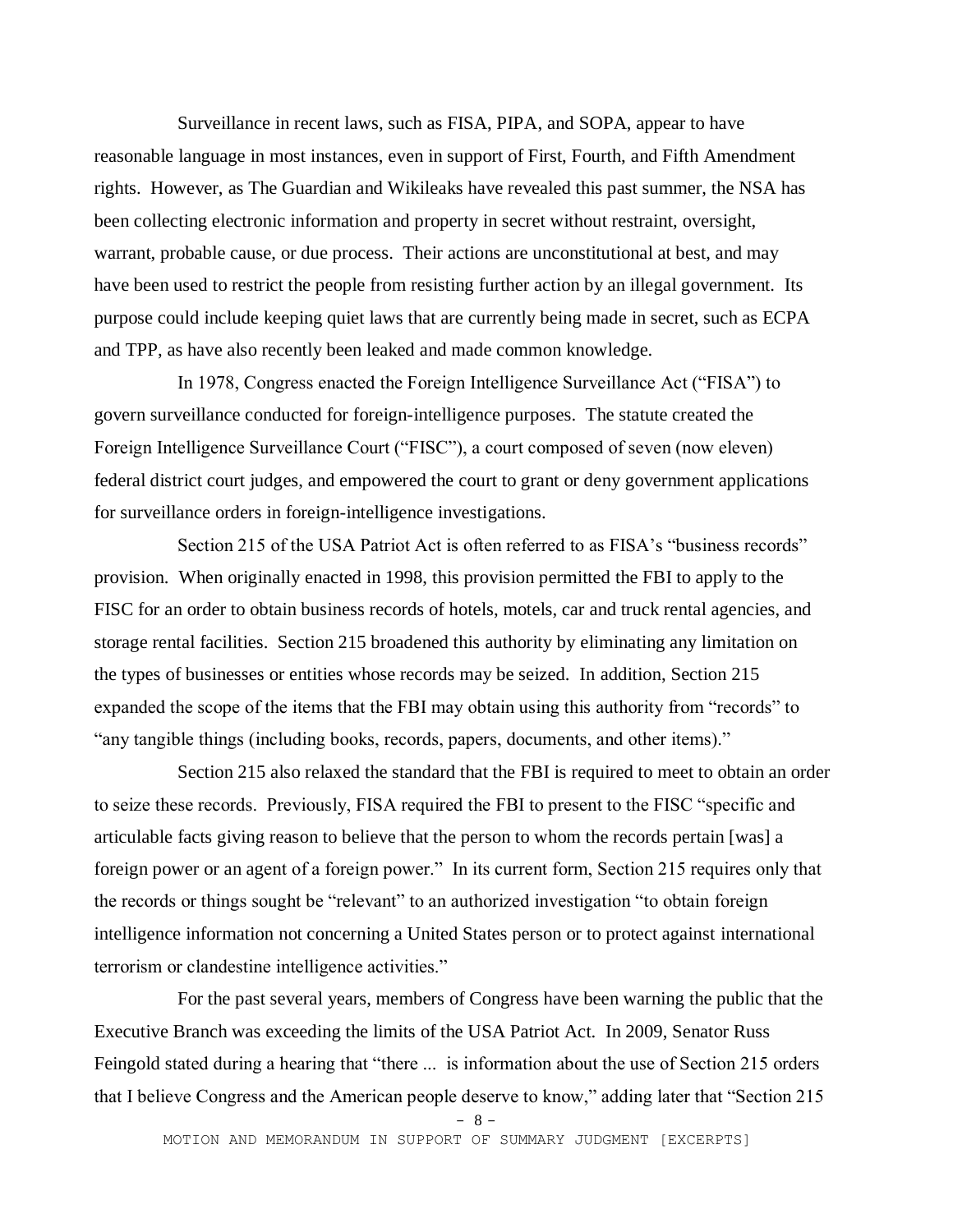Surveillance in recent laws, such as FISA, PIPA, and SOPA, appear to have reasonable language in most instances, even in support of First, Fourth, and Fifth Amendment rights. However, as The Guardian and Wikileaks have revealed this past summer, the NSA has been collecting electronic information and property in secret without restraint, oversight, warrant, probable cause, or due process. Their actions are unconstitutional at best, and may have been used to restrict the people from resisting further action by an illegal government. Its purpose could include keeping quiet laws that are currently being made in secret, such as ECPA and TPP, as have also recently been leaked and made common knowledge.

In 1978, Congress enacted the Foreign Intelligence Surveillance Act ("FISA") to govern surveillance conducted for foreign-intelligence purposes. The statute created the Foreign Intelligence Surveillance Court ("FISC"), a court composed of seven (now eleven) federal district court judges, and empowered the court to grant or deny government applications for surveillance orders in foreign-intelligence investigations.

Section 215 of the USA Patriot Act is often referred to as FISA's "business records" provision. When originally enacted in 1998, this provision permitted the FBI to apply to the FISC for an order to obtain business records of hotels, motels, car and truck rental agencies, and storage rental facilities. Section 215 broadened this authority by eliminating any limitation on the types of businesses or entities whose records may be seized. In addition, Section 215 expanded the scope of the items that the FBI may obtain using this authority from "records" to "any tangible things (including books, records, papers, documents, and other items)."

Section 215 also relaxed the standard that the FBI is required to meet to obtain an order to seize these records. Previously, FISA required the FBI to present to the FISC "specific and articulable facts giving reason to believe that the person to whom the records pertain [was] a foreign power or an agent of a foreign power." In its current form, Section 215 requires only that the records or things sought be "relevant" to an authorized investigation "to obtain foreign intelligence information not concerning a United States person or to protect against international terrorism or clandestine intelligence activities."

For the past several years, members of Congress have been warning the public that the Executive Branch was exceeding the limits of the USA Patriot Act. In 2009, Senator Russ Feingold stated during a hearing that "there ... is information about the use of Section 215 orders that I believe Congress and the American people deserve to know," adding later that "Section 215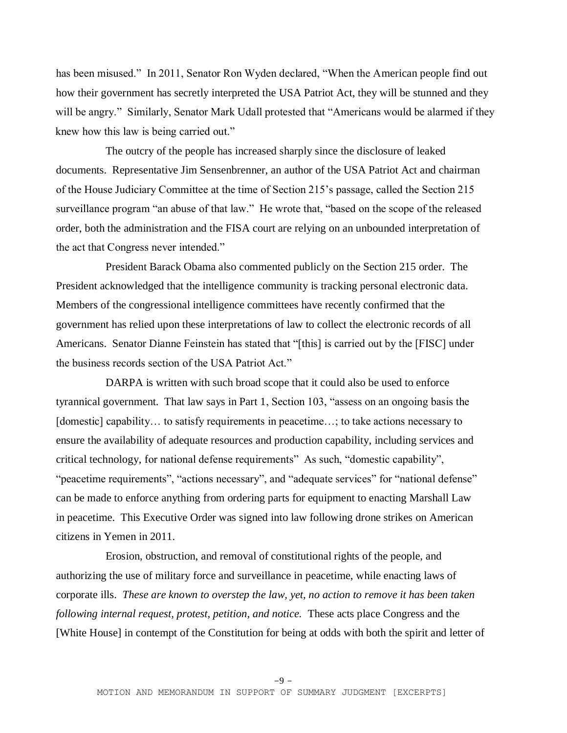has been misused." In 2011, Senator Ron Wyden declared, "When the American people find out how their government has secretly interpreted the USA Patriot Act, they will be stunned and they will be angry." Similarly, Senator Mark Udall protested that "Americans would be alarmed if they knew how this law is being carried out."

The outcry of the people has increased sharply since the disclosure of leaked documents. Representative Jim Sensenbrenner, an author of the USA Patriot Act and chairman of the House Judiciary Committee at the time of Section 215's passage, called the Section 215 surveillance program "an abuse of that law." He wrote that, "based on the scope of the released order, both the administration and the FISA court are relying on an unbounded interpretation of the act that Congress never intended."

President Barack Obama also commented publicly on the Section 215 order. The President acknowledged that the intelligence community is tracking personal electronic data. Members of the congressional intelligence committees have recently confirmed that the government has relied upon these interpretations of law to collect the electronic records of all Americans. Senator Dianne Feinstein has stated that "[this] is carried out by the [FISC] under the business records section of the USA Patriot Act."

DARPA is written with such broad scope that it could also be used to enforce tyrannical government. That law says in Part 1, Section 103, "assess on an ongoing basis the [domestic] capability… to satisfy requirements in peacetime…; to take actions necessary to ensure the availability of adequate resources and production capability, including services and critical technology, for national defense requirements" As such, "domestic capability", "peacetime requirements", "actions necessary", and "adequate services" for "national defense" can be made to enforce anything from ordering parts for equipment to enacting Marshall Law in peacetime. This Executive Order was signed into law following drone strikes on American citizens in Yemen in 2011.

Erosion, obstruction, and removal of constitutional rights of the people, and authorizing the use of military force and surveillance in peacetime, while enacting laws of corporate ills. *These are known to overstep the law, yet, no action to remove it has been taken following internal request, protest, petition, and notice.* These acts place Congress and the [White House] in contempt of the Constitution for being at odds with both the spirit and letter of

MOTION AND MEMORANDUM IN SUPPORT OF SUMMARY JUDGMENT [EXCERPTS]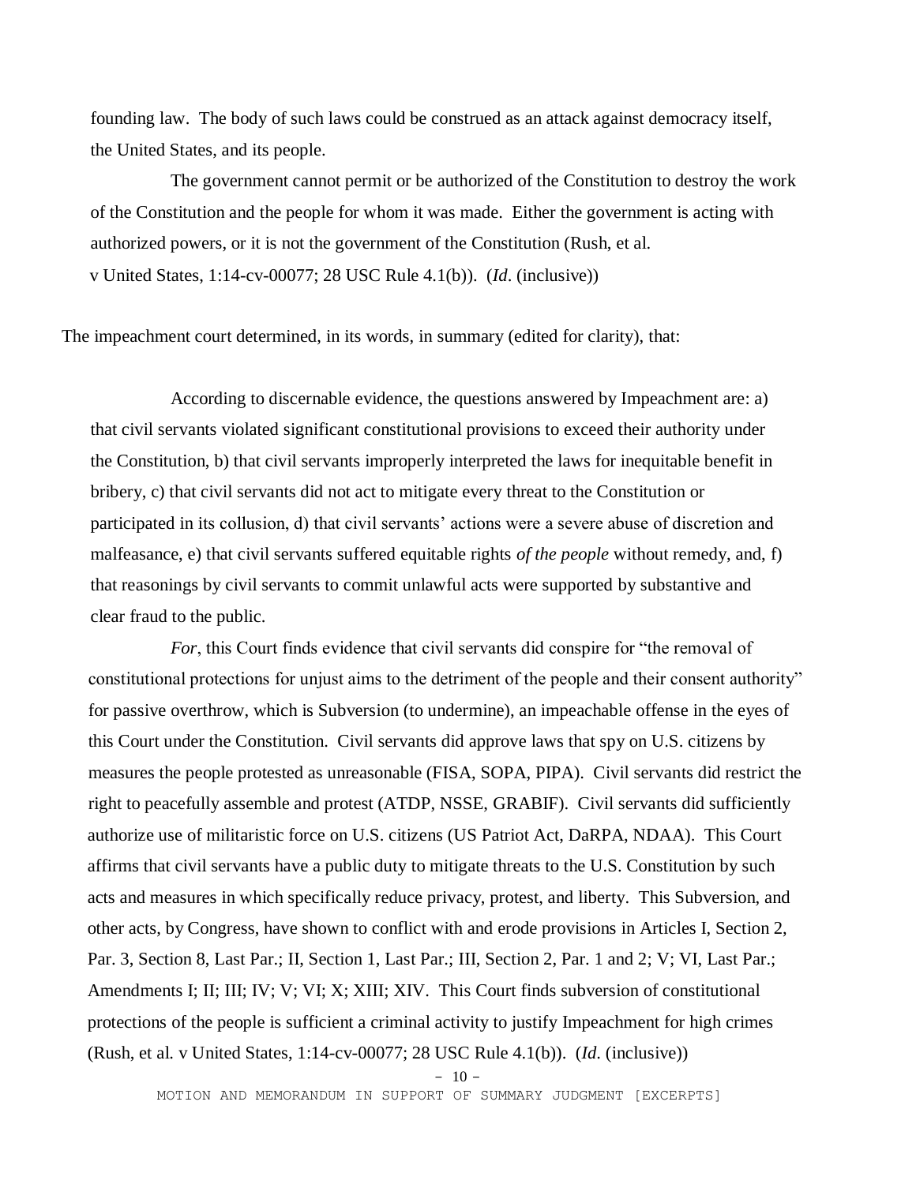founding law. The body of such laws could be construed as an attack against democracy itself, the United States, and its people.

> The government cannot permit or be authorized of the Constitution to destroy the work of the Constitution and the people for whom it was made. Either the government is acting with authorized powers, or it is not the government of the Constitution (Rush, et al. v United States, 1:14-cv-00077; 28 USC Rule 4.1(b)). (*Id*. (inclusive))

The impeachment court determined, in its words, in summary (edited for clarity), that:

> According to discernable evidence, the questions answered by Impeachment are: a) that civil servants violated significant constitutional provisions to exceed their authority under the Constitution, b) that civil servants improperly interpreted the laws for inequitable benefit in bribery, c) that civil servants did not act to mitigate every threat to the Constitution or participated in its collusion, d) that civil servants' actions were a severe abuse of discretion and malfeasance, e) that civil servants suffered equitable rights *of the people* without remedy, and, f) that reasonings by civil servants to commit unlawful acts were supported by substantive and clear fraud to the public.
>
> *For*, this Court finds evidence that civil servants did conspire for "the removal of constitutional protections for unjust aims to the detriment of the people and their consent authority" for passive overthrow, which is Subversion (to undermine), an impeachable offense in the eyes of this Court under the Constitution. Civil servants did approve laws that spy on U.S. citizens by measures the people protested as unreasonable (FISA, SOPA, PIPA). Civil servants did restrict the right to peacefully assemble and protest (ATDP, NSSE, GRABIF). Civil servants did sufficiently authorize use of militaristic force on U.S. citizens (US Patriot Act, DaRPA, NDAA). This Court affirms that civil servants have a public duty to mitigate threats to the U.S. Constitution by such acts and measures in which specifically reduce privacy, protest, and liberty. This Subversion, and other acts, by Congress, have shown to conflict with and erode provisions in Articles I, Section 2, Par. 3, Section 8, Last Par.; II, Section 1, Last Par.; III, Section 2, Par. 1 and 2; V; VI, Last Par.; Amendments I; II; III; IV; V; VI; X; XIII; XIV. This Court finds subversion of constitutional protections of the people is sufficient a criminal activity to justify Impeachment for high crimes (Rush, et al. v United States, 1:14-cv-00077; 28 USC Rule 4.1(b)). (*Id*. (inclusive))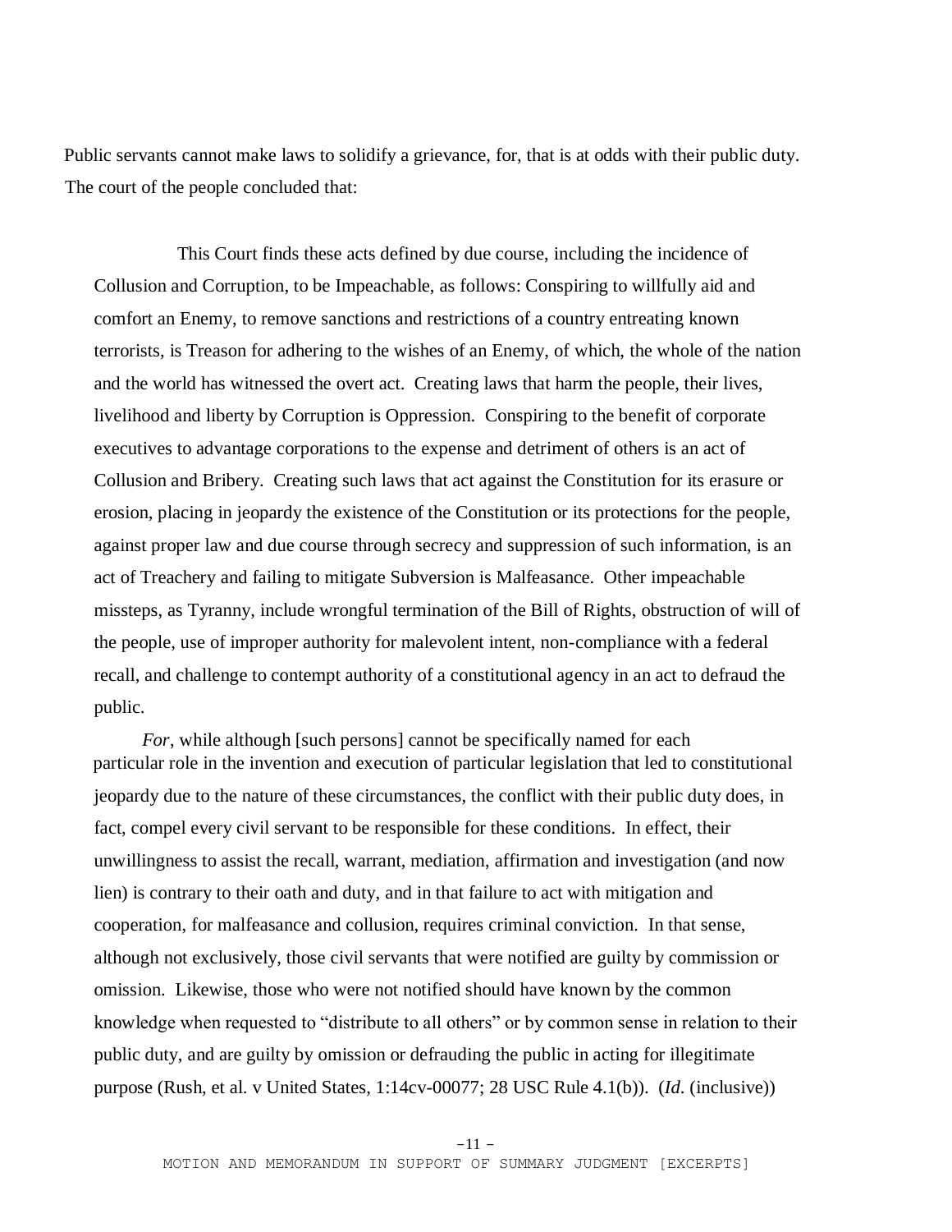Public servants cannot make laws to solidify a grievance, for, that is at odds with their public duty. The court of the people concluded that:

> This Court finds these acts defined by due course, including the incidence of Collusion and Corruption, to be Impeachable, as follows: Conspiring to willfully aid and comfort an Enemy, to remove sanctions and restrictions of a country entreating known terrorists, is Treason for adhering to the wishes of an Enemy, of which, the whole of the nation and the world has witnessed the overt act. Creating laws that harm the people, their lives, livelihood and liberty by Corruption is Oppression. Conspiring to the benefit of corporate executives to advantage corporations to the expense and detriment of others is an act of Collusion and Bribery. Creating such laws that act against the Constitution for its erasure or erosion, placing in jeopardy the existence of the Constitution or its protections for the people, against proper law and due course through secrecy and suppression of such information, is an act of Treachery and failing to mitigate Subversion is Malfeasance. Other impeachable missteps, as Tyranny, include wrongful termination of the Bill of Rights, obstruction of will of the people, use of improper authority for malevolent intent, non-compliance with a federal recall, and challenge to contempt authority of a constitutional agency in an act to defraud the public.
>
> *For*, while although [such persons] cannot be specifically named for each particular role in the invention and execution of particular legislation that led to constitutional jeopardy due to the nature of these circumstances, the conflict with their public duty does, in fact, compel every civil servant to be responsible for these conditions. In effect, their unwillingness to assist the recall, warrant, mediation, affirmation and investigation (and now lien) is contrary to their oath and duty, and in that failure to act with mitigation and cooperation, for malfeasance and collusion, requires criminal conviction. In that sense, although not exclusively, those civil servants that were notified are guilty by commission or omission. Likewise, those who were not notified should have known by the common knowledge when requested to "distribute to all others" or by common sense in relation to their public duty, and are guilty by omission or defrauding the public in acting for illegitimate purpose (Rush, et al. v United States, 1:14cv-00077; 28 USC Rule 4.1(b)). (*Id.* (inclusive))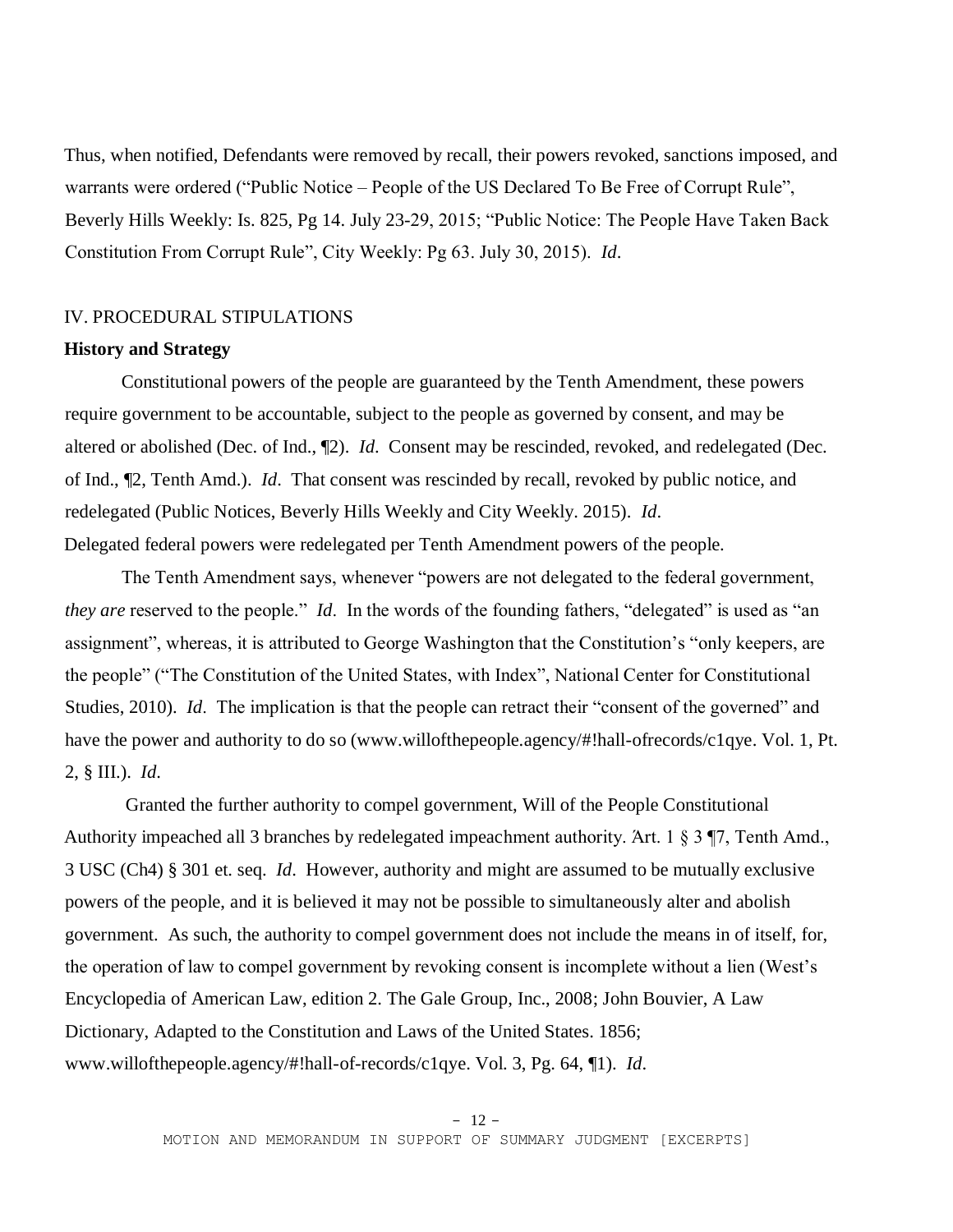Thus, when notified, Defendants were removed by recall, their powers revoked, sanctions imposed, and warrants were ordered ("Public Notice – People of the US Declared To Be Free of Corrupt Rule", Beverly Hills Weekly: Is. 825, Pg 14. July 23-29, 2015; "Public Notice: The People Have Taken Back Constitution From Corrupt Rule", City Weekly: Pg 63. July 30, 2015). *Id*.

IV. PROCEDURAL STIPULATIONS

**History and Strategy**

Constitutional powers of the people are guaranteed by the Tenth Amendment, these powers require government to be accountable, subject to the people as governed by consent, and may be altered or abolished (Dec. of Ind., ¶2). *Id*. Consent may be rescinded, revoked, and redelegated (Dec. of Ind., ¶2, Tenth Amd.). *Id*. That consent was rescinded by recall, revoked by public notice, and redelegated (Public Notices, Beverly Hills Weekly and City Weekly. 2015). *Id*. Delegated federal powers were redelegated per Tenth Amendment powers of the people.

The Tenth Amendment says, whenever "powers are not delegated to the federal government, *they are* reserved to the people." *Id*. In the words of the founding fathers, "delegated" is used as "an assignment", whereas, it is attributed to George Washington that the Constitution's "only keepers, are the people" ("The Constitution of the United States, with Index", National Center for Constitutional Studies, 2010). *Id*. The implication is that the people can retract their "consent of the governed" and have the power and authority to do so (www.willofthepeople.agency/#!hall-ofrecords/c1qye. Vol. 1, Pt. 2, § III.). *Id*.

Granted the further authority to compel government, Will of the People Constitutional Authority impeached all 3 branches by redelegated impeachment authority. Art. 1 § 3 ¶7, Tenth Amd., 3 USC (Ch4) § 301 et. seq. *Id*. However, authority and might are assumed to be mutually exclusive powers of the people, and it is believed it may not be possible to simultaneously alter and abolish government. As such, the authority to compel government does not include the means in of itself, for, the operation of law to compel government by revoking consent is incomplete without a lien (West's Encyclopedia of American Law, edition 2. The Gale Group, Inc., 2008; John Bouvier, A Law Dictionary, Adapted to the Constitution and Laws of the United States. 1856; www.willofthepeople.agency/#!hall-of-records/c1qye. Vol. 3, Pg. 64, ¶1). *Id*.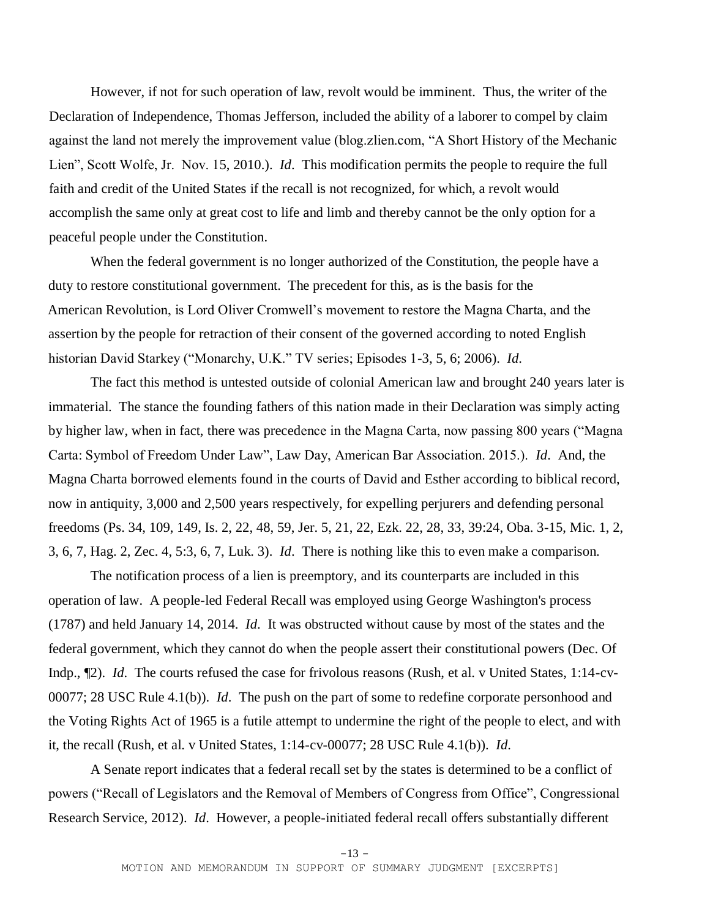However, if not for such operation of law, revolt would be imminent. Thus, the writer of the Declaration of Independence, Thomas Jefferson, included the ability of a laborer to compel by claim against the land not merely the improvement value (blog.zlien.com, "A Short History of the Mechanic Lien", Scott Wolfe, Jr. Nov. 15, 2010.). *Id*. This modification permits the people to require the full faith and credit of the United States if the recall is not recognized, for which, a revolt would accomplish the same only at great cost to life and limb and thereby cannot be the only option for a peaceful people under the Constitution.

When the federal government is no longer authorized of the Constitution, the people have a duty to restore constitutional government. The precedent for this, as is the basis for the American Revolution, is Lord Oliver Cromwell's movement to restore the Magna Charta, and the assertion by the people for retraction of their consent of the governed according to noted English historian David Starkey ("Monarchy, U.K." TV series; Episodes 1-3, 5, 6; 2006). *Id*.

The fact this method is untested outside of colonial American law and brought 240 years later is immaterial. The stance the founding fathers of this nation made in their Declaration was simply acting by higher law, when in fact, there was precedence in the Magna Carta, now passing 800 years ("Magna Carta: Symbol of Freedom Under Law", Law Day, American Bar Association. 2015.). *Id*. And, the Magna Charta borrowed elements found in the courts of David and Esther according to biblical record, now in antiquity, 3,000 and 2,500 years respectively, for expelling perjurers and defending personal freedoms (Ps. 34, 109, 149, Is. 2, 22, 48, 59, Jer. 5, 21, 22, Ezk. 22, 28, 33, 39:24, Oba. 3-15, Mic. 1, 2, 3, 6, 7, Hag. 2, Zec. 4, 5:3, 6, 7, Luk. 3). *Id*. There is nothing like this to even make a comparison.

The notification process of a lien is preemptory, and its counterparts are included in this operation of law. A people-led Federal Recall was employed using George Washington's process (1787) and held January 14, 2014. *Id*. It was obstructed without cause by most of the states and the federal government, which they cannot do when the people assert their constitutional powers (Dec. Of Indp., ¶2). *Id*. The courts refused the case for frivolous reasons (Rush, et al. v United States, 1:14-cv-00077; 28 USC Rule 4.1(b)). *Id*. The push on the part of some to redefine corporate personhood and the Voting Rights Act of 1965 is a futile attempt to undermine the right of the people to elect, and with it, the recall (Rush, et al. v United States, 1:14-cv-00077; 28 USC Rule 4.1(b)). *Id*.

A Senate report indicates that a federal recall set by the states is determined to be a conflict of powers ("Recall of Legislators and the Removal of Members of Congress from Office", Congressional Research Service, 2012). *Id*. However, a people-initiated federal recall offers substantially different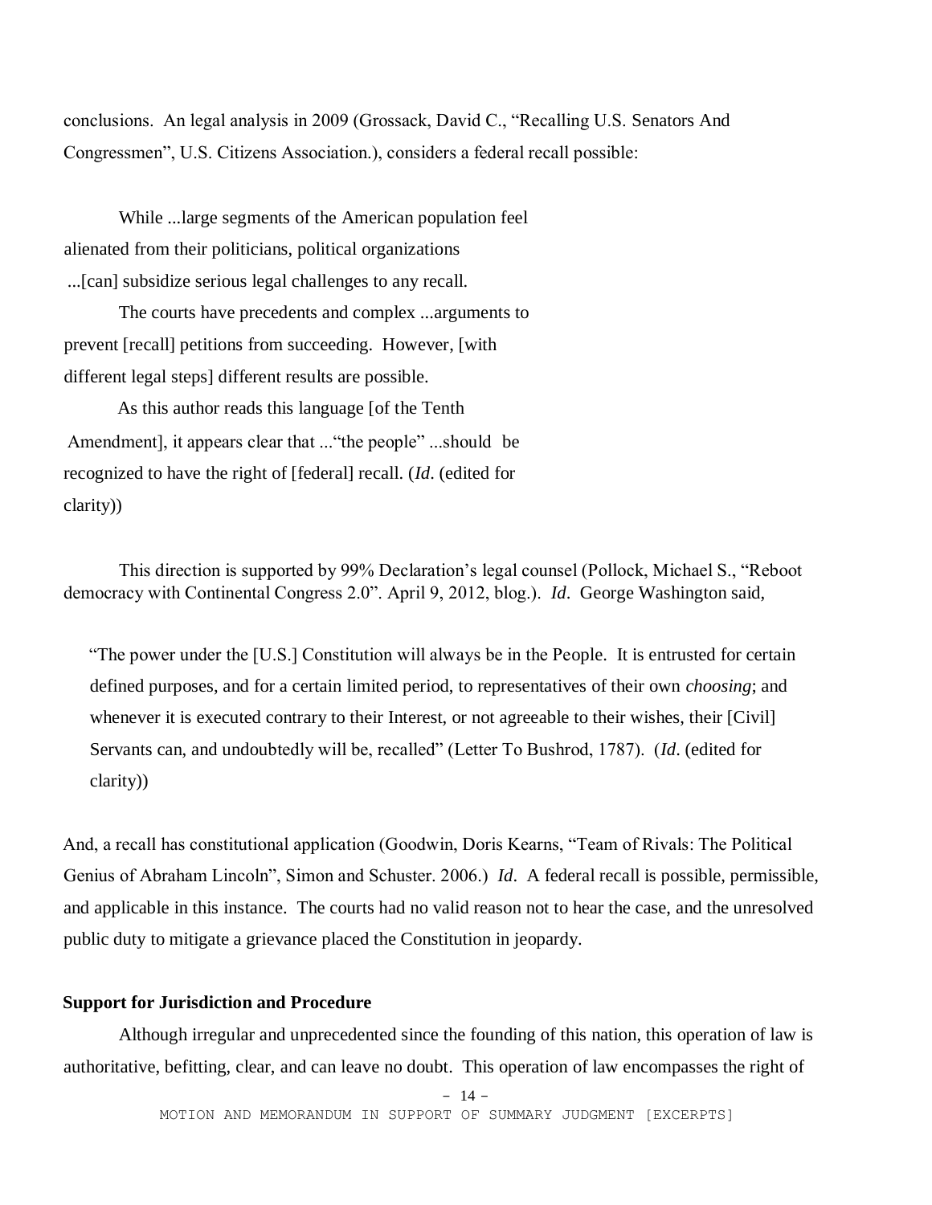conclusions. An legal analysis in 2009 (Grossack, David C., "Recalling U.S. Senators And Congressmen", U.S. Citizens Association.), considers a federal recall possible:

> While ...large segments of the American population feel alienated from their politicians, political organizations ...[can] subsidize serious legal challenges to any recall.
>
> The courts have precedents and complex ...arguments to prevent [recall] petitions from succeeding. However, [with different legal steps] different results are possible.
>
> As this author reads this language [of the Tenth Amendment], it appears clear that ..."the people" ...should be recognized to have the right of [federal] recall. (*Id*. (edited for clarity))

This direction is supported by 99% Declaration's legal counsel (Pollock, Michael S., "Reboot democracy with Continental Congress 2.0". April 9, 2012, blog.). *Id*. George Washington said,

> "The power under the [U.S.] Constitution will always be in the People. It is entrusted for certain defined purposes, and for a certain limited period, to representatives of their own *choosing*; and whenever it is executed contrary to their Interest, or not agreeable to their wishes, their [Civil] Servants can, and undoubtedly will be, recalled" (Letter To Bushrod, 1787). (*Id*. (edited for clarity))

And, a recall has constitutional application (Goodwin, Doris Kearns, "Team of Rivals: The Political Genius of Abraham Lincoln", Simon and Schuster. 2006.) *Id*. A federal recall is possible, permissible, and applicable in this instance. The courts had no valid reason not to hear the case, and the unresolved public duty to mitigate a grievance placed the Constitution in jeopardy.

**Support for Jurisdiction and Procedure**

Although irregular and unprecedented since the founding of this nation, this operation of law is authoritative, befitting, clear, and can leave no doubt. This operation of law encompasses the right of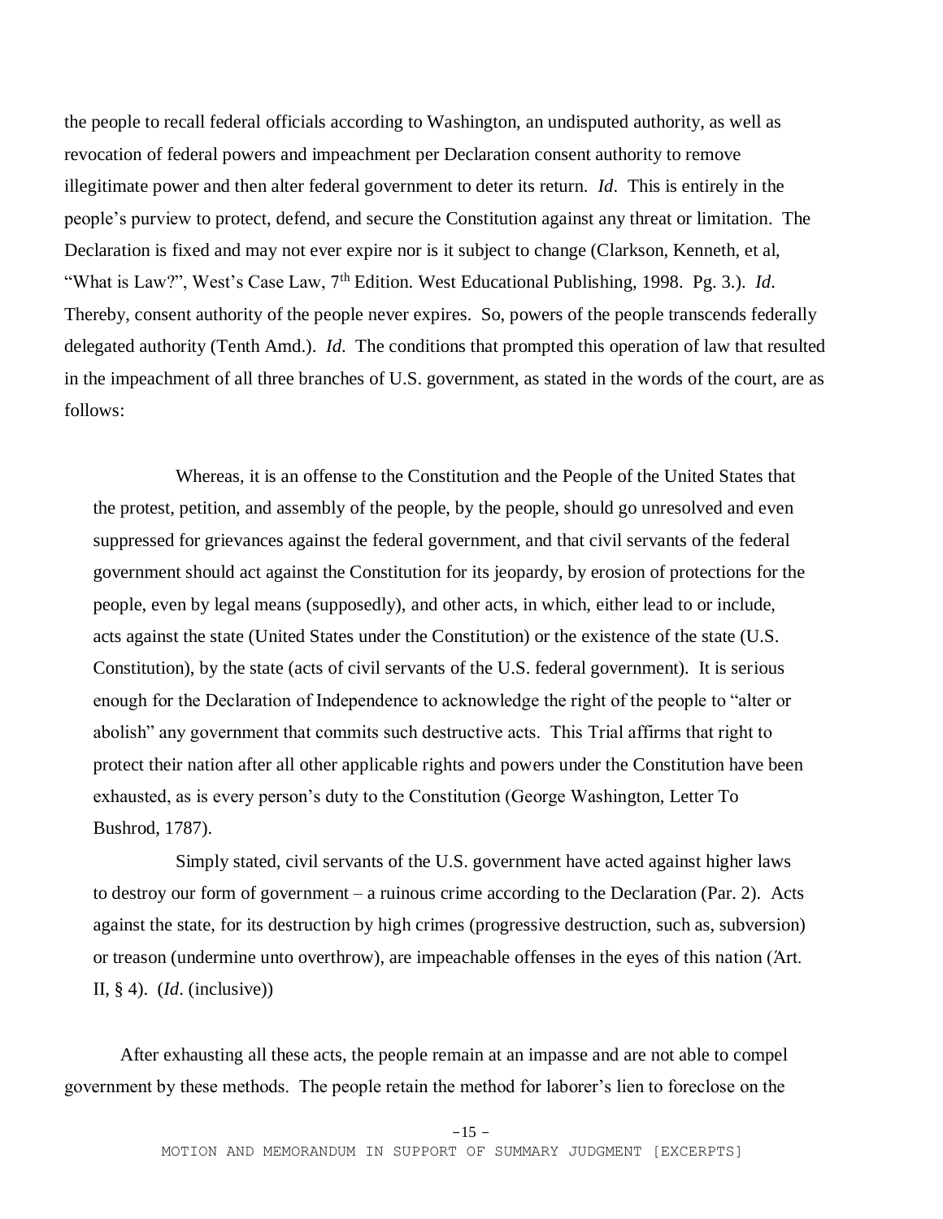the people to recall federal officials according to Washington, an undisputed authority, as well as revocation of federal powers and impeachment per Declaration consent authority to remove illegitimate power and then alter federal government to deter its return. *Id*. This is entirely in the people's purview to protect, defend, and secure the Constitution against any threat or limitation. The Declaration is fixed and may not ever expire nor is it subject to change (Clarkson, Kenneth, et al, "What is Law?", West's Case Law, 7th Edition. West Educational Publishing, 1998. Pg. 3.). *Id*. Thereby, consent authority of the people never expires. So, powers of the people transcends federally delegated authority (Tenth Amd.). *Id*. The conditions that prompted this operation of law that resulted in the impeachment of all three branches of U.S. government, as stated in the words of the court, are as follows:

> Whereas, it is an offense to the Constitution and the People of the United States that the protest, petition, and assembly of the people, by the people, should go unresolved and even suppressed for grievances against the federal government, and that civil servants of the federal government should act against the Constitution for its jeopardy, by erosion of protections for the people, even by legal means (supposedly), and other acts, in which, either lead to or include, acts against the state (United States under the Constitution) or the existence of the state (U.S. Constitution), by the state (acts of civil servants of the U.S. federal government). It is serious enough for the Declaration of Independence to acknowledge the right of the people to "alter or abolish" any government that commits such destructive acts. This Trial affirms that right to protect their nation after all other applicable rights and powers under the Constitution have been exhausted, as is every person's duty to the Constitution (George Washington, Letter To Bushrod, 1787).
>
> Simply stated, civil servants of the U.S. government have acted against higher laws to destroy our form of government – a ruinous crime according to the Declaration (Par. 2). Acts against the state, for its destruction by high crimes (progressive destruction, such as, subversion) or treason (undermine unto overthrow), are impeachable offenses in the eyes of this nation (Art. II, § 4). (*Id*. (inclusive))

After exhausting all these acts, the people remain at an impasse and are not able to compel government by these methods. The people retain the method for laborer's lien to foreclose on the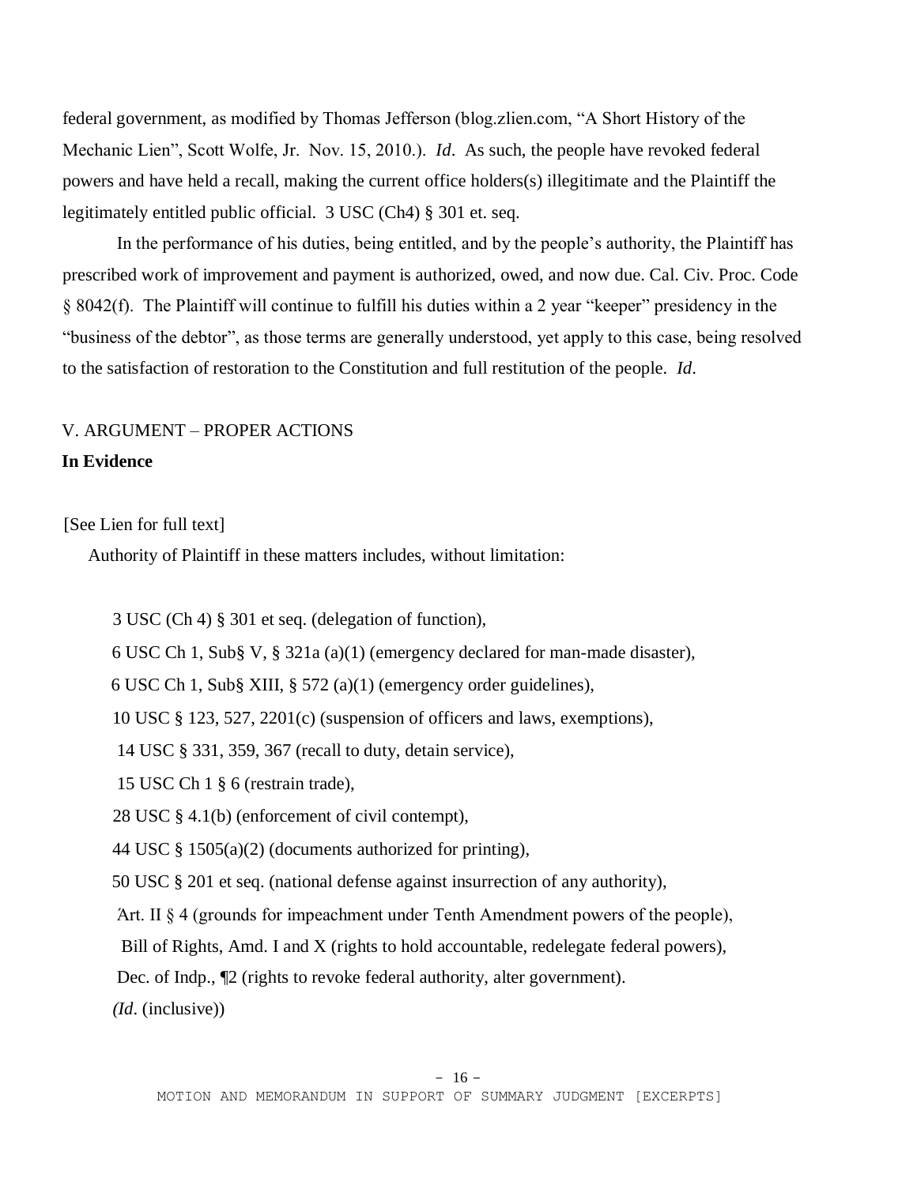federal government, as modified by Thomas Jefferson (blog.zlien.com, "A Short History of the Mechanic Lien", Scott Wolfe, Jr. Nov. 15, 2010.). *Id*. As such, the people have revoked federal powers and have held a recall, making the current office holders(s) illegitimate and the Plaintiff the legitimately entitled public official. 3 USC (Ch4) § 301 et. seq.

In the performance of his duties, being entitled, and by the people's authority, the Plaintiff has prescribed work of improvement and payment is authorized, owed, and now due. Cal. Civ. Proc. Code § 8042(f). The Plaintiff will continue to fulfill his duties within a 2 year "keeper" presidency in the "business of the debtor", as those terms are generally understood, yet apply to this case, being resolved to the satisfaction of restoration to the Constitution and full restitution of the people. *Id*.

## V. ARGUMENT – PROPER ACTIONS

**In Evidence**

[See Lien for full text]

Authority of Plaintiff in these matters includes, without limitation:

3 USC (Ch 4) § 301 et seq. (delegation of function),

6 USC Ch 1, Sub§ V, § 321a (a)(1) (emergency declared for man-made disaster),

6 USC Ch 1, Sub§ XIII, § 572 (a)(1) (emergency order guidelines),

10 USC § 123, 527, 2201(c) (suspension of officers and laws, exemptions),

14 USC § 331, 359, 367 (recall to duty, detain service),

15 USC Ch 1 § 6 (restrain trade),

28 USC § 4.1(b) (enforcement of civil contempt),

44 USC § 1505(a)(2) (documents authorized for printing),

50 USC § 201 et seq. (national defense against insurrection of any authority),

Art. II § 4 (grounds for impeachment under Tenth Amendment powers of the people),

Bill of Rights, Amd. I and X (rights to hold accountable, redelegate federal powers),

Dec. of Indp., ¶2 (rights to revoke federal authority, alter government).

*(Id*. (inclusive))

MOTION AND MEMORANDUM IN SUPPORT OF SUMMARY JUDGMENT [EXCERPTS]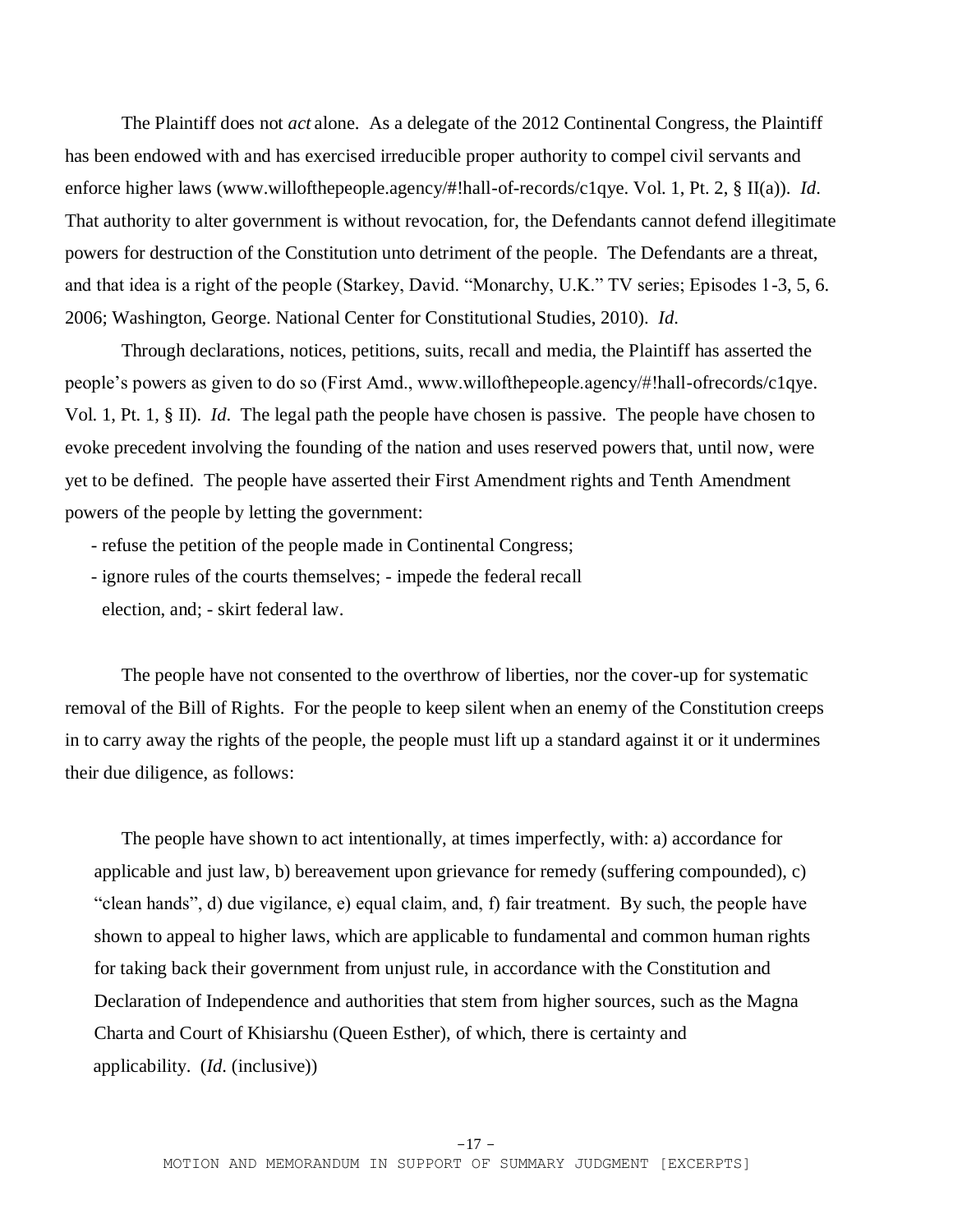The Plaintiff does not *act* alone. As a delegate of the 2012 Continental Congress, the Plaintiff has been endowed with and has exercised irreducible proper authority to compel civil servants and enforce higher laws (www.willofthepeople.agency/#!hall-of-records/c1qye. Vol. 1, Pt. 2, § II(a)). *Id*. That authority to alter government is without revocation, for, the Defendants cannot defend illegitimate powers for destruction of the Constitution unto detriment of the people. The Defendants are a threat, and that idea is a right of the people (Starkey, David. "Monarchy, U.K." TV series; Episodes 1-3, 5, 6. 2006; Washington, George. National Center for Constitutional Studies, 2010). *Id*.

Through declarations, notices, petitions, suits, recall and media, the Plaintiff has asserted the people's powers as given to do so (First Amd., www.willofthepeople.agency/#!hall-ofrecords/c1qye. Vol. 1, Pt. 1, § II). *Id*. The legal path the people have chosen is passive. The people have chosen to evoke precedent involving the founding of the nation and uses reserved powers that, until now, were yet to be defined. The people have asserted their First Amendment rights and Tenth Amendment powers of the people by letting the government:

- refuse the petition of the people made in Continental Congress;
- ignore rules of the courts themselves; - impede the federal recall election, and; - skirt federal law.

The people have not consented to the overthrow of liberties, nor the cover-up for systematic removal of the Bill of Rights. For the people to keep silent when an enemy of the Constitution creeps in to carry away the rights of the people, the people must lift up a standard against it or it undermines their due diligence, as follows:

> The people have shown to act intentionally, at times imperfectly, with: a) accordance for applicable and just law, b) bereavement upon grievance for remedy (suffering compounded), c) "clean hands", d) due vigilance, e) equal claim, and, f) fair treatment. By such, the people have shown to appeal to higher laws, which are applicable to fundamental and common human rights for taking back their government from unjust rule, in accordance with the Constitution and Declaration of Independence and authorities that stem from higher sources, such as the Magna Charta and Court of Khisiarshu (Queen Esther), of which, there is certainty and applicability. (*Id*. (inclusive))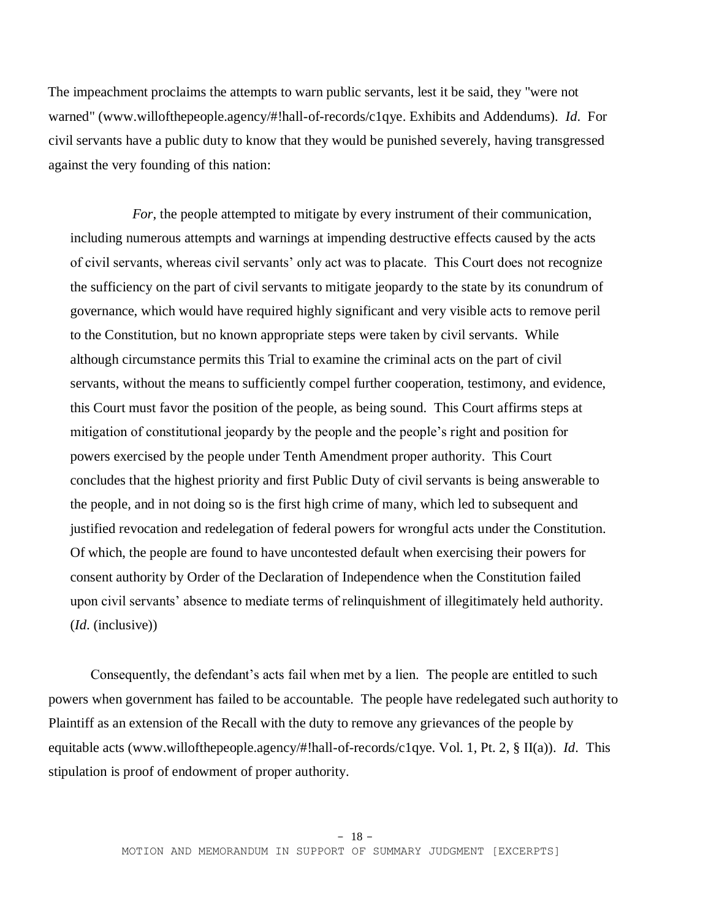The impeachment proclaims the attempts to warn public servants, lest it be said, they "were not warned" (www.willofthepeople.agency/#!hall-of-records/c1qye. Exhibits and Addendums). *Id*. For civil servants have a public duty to know that they would be punished severely, having transgressed against the very founding of this nation:

> *For*, the people attempted to mitigate by every instrument of their communication, including numerous attempts and warnings at impending destructive effects caused by the acts of civil servants, whereas civil servants' only act was to placate. This Court does not recognize the sufficiency on the part of civil servants to mitigate jeopardy to the state by its conundrum of governance, which would have required highly significant and very visible acts to remove peril to the Constitution, but no known appropriate steps were taken by civil servants. While although circumstance permits this Trial to examine the criminal acts on the part of civil servants, without the means to sufficiently compel further cooperation, testimony, and evidence, this Court must favor the position of the people, as being sound. This Court affirms steps at mitigation of constitutional jeopardy by the people and the people's right and position for powers exercised by the people under Tenth Amendment proper authority. This Court concludes that the highest priority and first Public Duty of civil servants is being answerable to the people, and in not doing so is the first high crime of many, which led to subsequent and justified revocation and redelegation of federal powers for wrongful acts under the Constitution. Of which, the people are found to have uncontested default when exercising their powers for consent authority by Order of the Declaration of Independence when the Constitution failed upon civil servants' absence to mediate terms of relinquishment of illegitimately held authority. (*Id*. (inclusive))

Consequently, the defendant's acts fail when met by a lien. The people are entitled to such powers when government has failed to be accountable. The people have redelegated such authority to Plaintiff as an extension of the Recall with the duty to remove any grievances of the people by equitable acts (www.willofthepeople.agency/#!hall-of-records/c1qye. Vol. 1, Pt. 2, § II(a)). *Id*. This stipulation is proof of endowment of proper authority.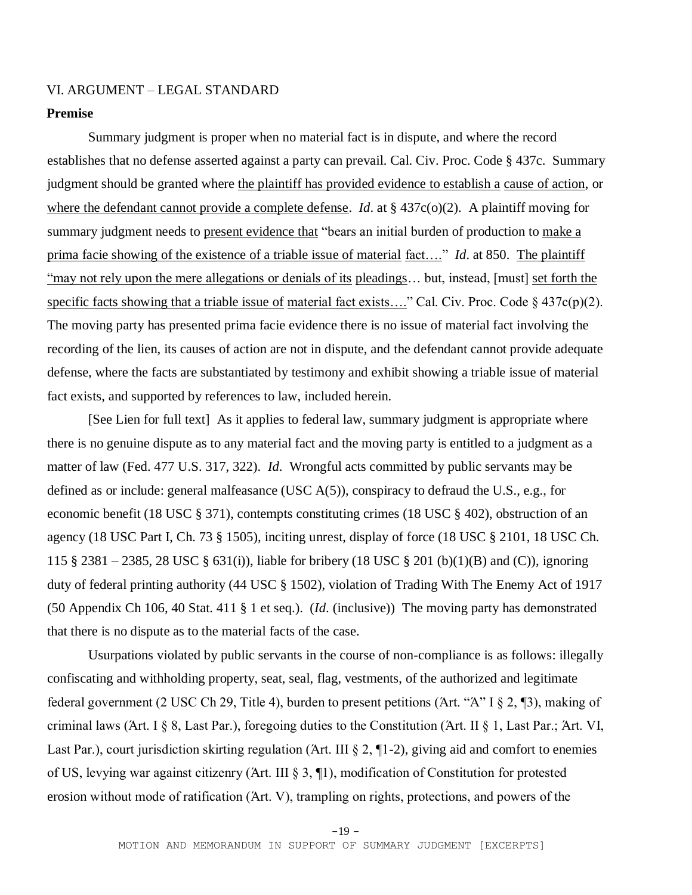VI. ARGUMENT – LEGAL STANDARD

**Premise**

Summary judgment is proper when no material fact is in dispute, and where the record establishes that no defense asserted against a party can prevail. Cal. Civ. Proc. Code § 437c. Summary judgment should be granted where <u>the plaintiff has provided evidence to establish a</u> <u>cause of action</u>, or <u>where the defendant cannot provide a complete defense</u>. *Id*. at § 437c(o)(2). A plaintiff moving for summary judgment needs to <u>present evidence that</u> "bears an initial burden of production to <u>make a prima facie showing of the existence of a triable issue of material</u> <u>fact….</u>" *Id*. at 850. <u>The plaintiff "may not rely upon the mere allegations or denials of its</u> <u>pleadings</u>… but, instead, [must] <u>set forth the specific facts showing that a triable issue of</u> <u>material fact exists….</u>" Cal. Civ. Proc. Code § 437c(p)(2). The moving party has presented prima facie evidence there is no issue of material fact involving the recording of the lien, its causes of action are not in dispute, and the defendant cannot provide adequate defense, where the facts are substantiated by testimony and exhibit showing a triable issue of material fact exists, and supported by references to law, included herein.

[See Lien for full text] As it applies to federal law, summary judgment is appropriate where there is no genuine dispute as to any material fact and the moving party is entitled to a judgment as a matter of law (Fed. 477 U.S. 317, 322). *Id*. Wrongful acts committed by public servants may be defined as or include: general malfeasance (USC A(5)), conspiracy to defraud the U.S., e.g., for economic benefit (18 USC § 371), contempts constituting crimes (18 USC § 402), obstruction of an agency (18 USC Part I, Ch. 73 § 1505), inciting unrest, display of force (18 USC § 2101, 18 USC Ch. 115 § 2381 – 2385, 28 USC § 631(i)), liable for bribery (18 USC § 201 (b)(1)(B) and (C)), ignoring duty of federal printing authority (44 USC § 1502), violation of Trading With The Enemy Act of 1917 (50 Appendix Ch 106, 40 Stat. 411 § 1 et seq.). (*Id*. (inclusive)) The moving party has demonstrated that there is no dispute as to the material facts of the case.

Usurpations violated by public servants in the course of non-compliance is as follows: illegally confiscating and withholding property, seat, seal, flag, vestments, of the authorized and legitimate federal government (2 USC Ch 29, Title 4), burden to present petitions (Art. "A" I § 2, ¶3), making of criminal laws (Art. I § 8, Last Par.), foregoing duties to the Constitution (Art. II § 1, Last Par.; Art. VI, Last Par.), court jurisdiction skirting regulation (Art. III § 2, ¶1-2), giving aid and comfort to enemies of US, levying war against citizenry (Art. III § 3, ¶1), modification of Constitution for protested erosion without mode of ratification (Art. V), trampling on rights, protections, and powers of the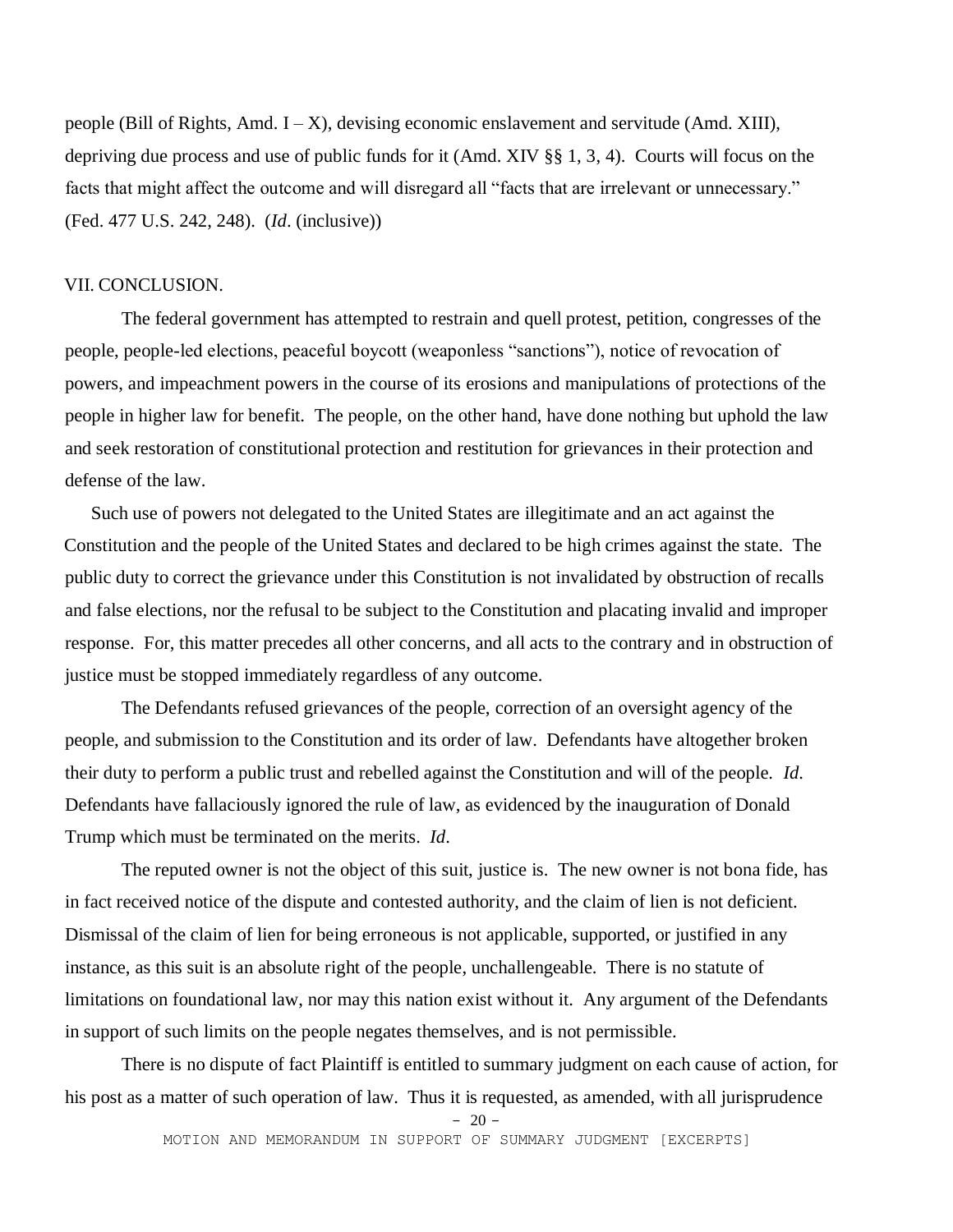people (Bill of Rights, Amd. I – X), devising economic enslavement and servitude (Amd. XIII), depriving due process and use of public funds for it (Amd. XIV §§ 1, 3, 4). Courts will focus on the facts that might affect the outcome and will disregard all "facts that are irrelevant or unnecessary." (Fed. 477 U.S. 242, 248). (*Id*. (inclusive))

## VII. CONCLUSION.

The federal government has attempted to restrain and quell protest, petition, congresses of the people, people-led elections, peaceful boycott (weaponless "sanctions"), notice of revocation of powers, and impeachment powers in the course of its erosions and manipulations of protections of the people in higher law for benefit. The people, on the other hand, have done nothing but uphold the law and seek restoration of constitutional protection and restitution for grievances in their protection and defense of the law.

Such use of powers not delegated to the United States are illegitimate and an act against the Constitution and the people of the United States and declared to be high crimes against the state. The public duty to correct the grievance under this Constitution is not invalidated by obstruction of recalls and false elections, nor the refusal to be subject to the Constitution and placating invalid and improper response. For, this matter precedes all other concerns, and all acts to the contrary and in obstruction of justice must be stopped immediately regardless of any outcome.

The Defendants refused grievances of the people, correction of an oversight agency of the people, and submission to the Constitution and its order of law. Defendants have altogether broken their duty to perform a public trust and rebelled against the Constitution and will of the people. *Id*. Defendants have fallaciously ignored the rule of law, as evidenced by the inauguration of Donald Trump which must be terminated on the merits. *Id*.

The reputed owner is not the object of this suit, justice is. The new owner is not bona fide, has in fact received notice of the dispute and contested authority, and the claim of lien is not deficient. Dismissal of the claim of lien for being erroneous is not applicable, supported, or justified in any instance, as this suit is an absolute right of the people, unchallengeable. There is no statute of limitations on foundational law, nor may this nation exist without it. Any argument of the Defendants in support of such limits on the people negates themselves, and is not permissible.

There is no dispute of fact Plaintiff is entitled to summary judgment on each cause of action, for his post as a matter of such operation of law. Thus it is requested, as amended, with all jurisprudence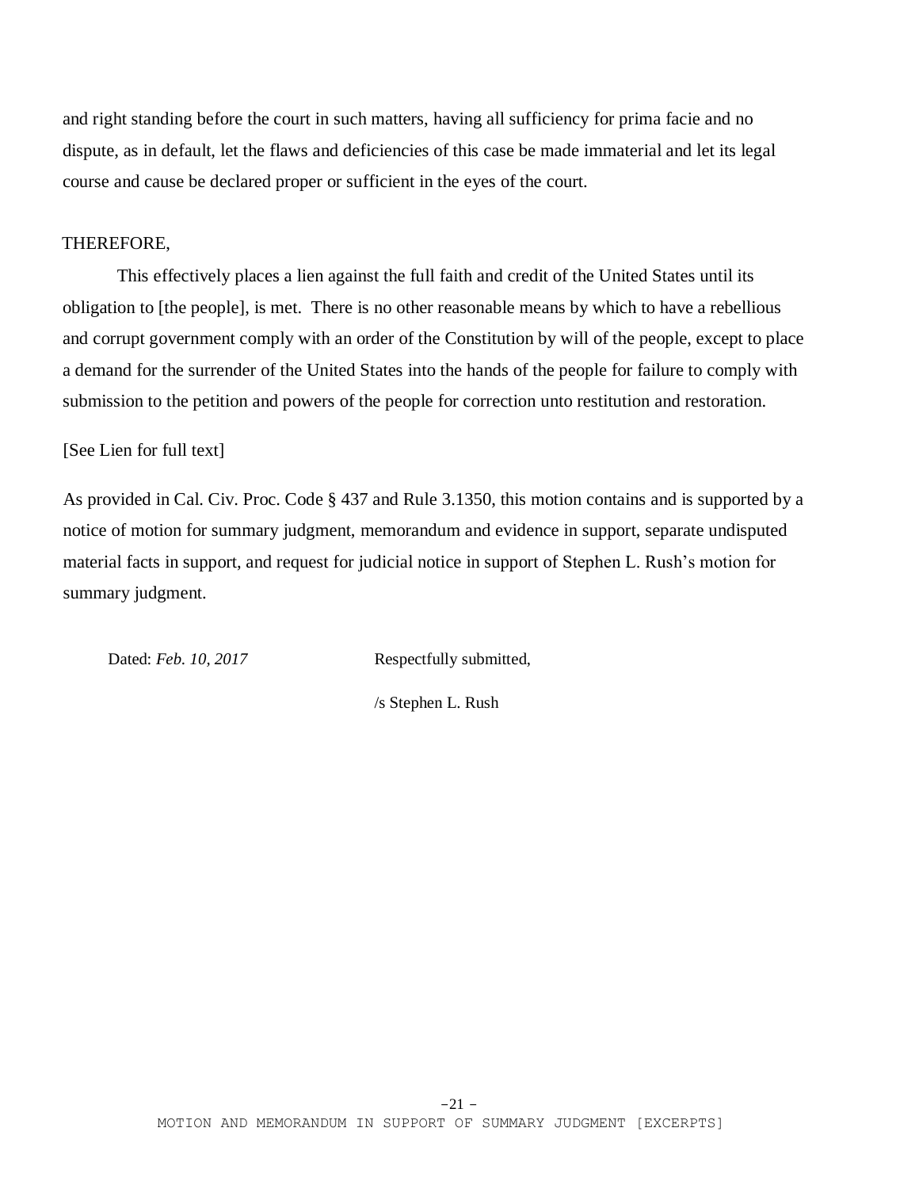and right standing before the court in such matters, having all sufficiency for prima facie and no dispute, as in default, let the flaws and deficiencies of this case be made immaterial and let its legal course and cause be declared proper or sufficient in the eyes of the court.

THEREFORE,

This effectively places a lien against the full faith and credit of the United States until its obligation to [the people], is met. There is no other reasonable means by which to have a rebellious and corrupt government comply with an order of the Constitution by will of the people, except to place a demand for the surrender of the United States into the hands of the people for failure to comply with submission to the petition and powers of the people for correction unto restitution and restoration.

[See Lien for full text]

As provided in Cal. Civ. Proc. Code § 437 and Rule 3.1350, this motion contains and is supported by a notice of motion for summary judgment, memorandum and evidence in support, separate undisputed material facts in support, and request for judicial notice in support of Stephen L. Rush's motion for summary judgment.

Dated: *Feb. 10, 2017*

Respectfully submitted,

/s Stephen L. Rush